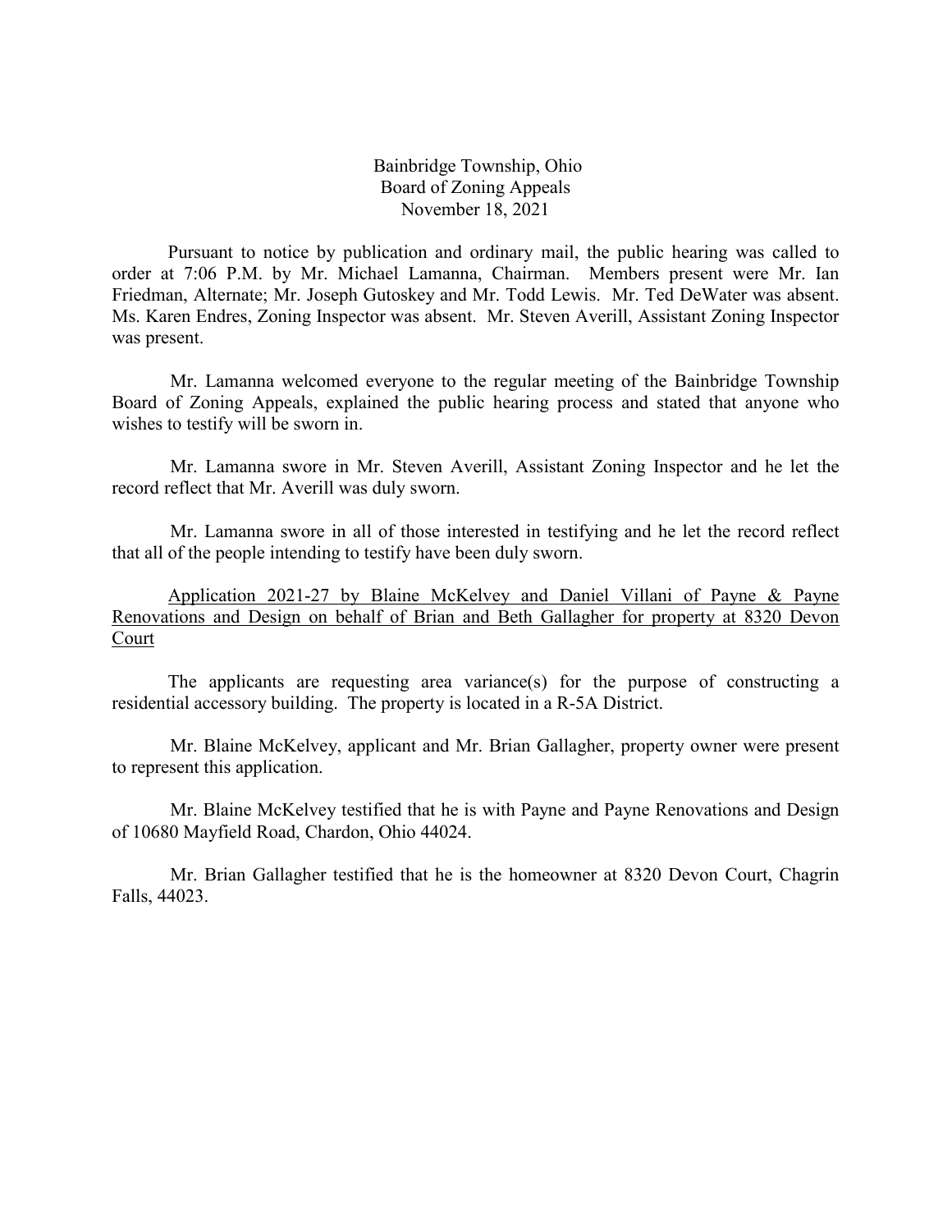Bainbridge Township, Ohio
Board of Zoning Appeals
November 18, 2021

Pursuant to notice by publication and ordinary mail, the public hearing was called to order at 7:06 P.M. by Mr. Michael Lamanna, Chairman. Members present were Mr. Ian Friedman, Alternate; Mr. Joseph Gutoskey and Mr. Todd Lewis. Mr. Ted DeWater was absent. Ms. Karen Endres, Zoning Inspector was absent. Mr. Steven Averill, Assistant Zoning Inspector was present.

Mr. Lamanna welcomed everyone to the regular meeting of the Bainbridge Township Board of Zoning Appeals, explained the public hearing process and stated that anyone who wishes to testify will be sworn in.

Mr. Lamanna swore in Mr. Steven Averill, Assistant Zoning Inspector and he let the record reflect that Mr. Averill was duly sworn.

Mr. Lamanna swore in all of those interested in testifying and he let the record reflect that all of the people intending to testify have been duly sworn.

Application 2021-27 by Blaine McKelvey and Daniel Villani of Payne & Payne Renovations and Design on behalf of Brian and Beth Gallagher for property at 8320 Devon Court

The applicants are requesting area variance(s) for the purpose of constructing a residential accessory building. The property is located in a R-5A District.

Mr. Blaine McKelvey, applicant and Mr. Brian Gallagher, property owner were present to represent this application.

Mr. Blaine McKelvey testified that he is with Payne and Payne Renovations and Design of 10680 Mayfield Road, Chardon, Ohio 44024.

Mr. Brian Gallagher testified that he is the homeowner at 8320 Devon Court, Chagrin Falls, 44023.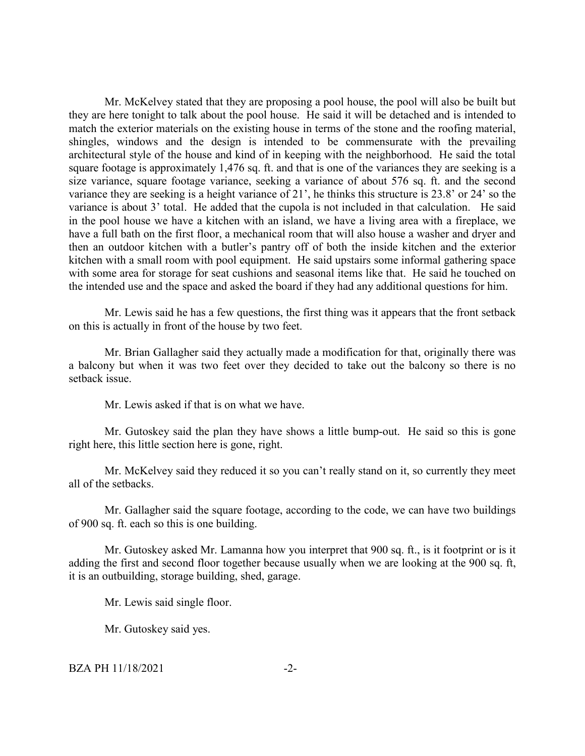Mr. McKelvey stated that they are proposing a pool house, the pool will also be built but they are here tonight to talk about the pool house. He said it will be detached and is intended to match the exterior materials on the existing house in terms of the stone and the roofing material, shingles, windows and the design is intended to be commensurate with the prevailing architectural style of the house and kind of in keeping with the neighborhood. He said the total square footage is approximately 1,476 sq. ft. and that is one of the variances they are seeking is a size variance, square footage variance, seeking a variance of about 576 sq. ft. and the second variance they are seeking is a height variance of 21', he thinks this structure is 23.8' or 24' so the variance is about 3' total. He added that the cupola is not included in that calculation. He said in the pool house we have a kitchen with an island, we have a living area with a fireplace, we have a full bath on the first floor, a mechanical room that will also house a washer and dryer and then an outdoor kitchen with a butler's pantry off of both the inside kitchen and the exterior kitchen with a small room with pool equipment. He said upstairs some informal gathering space with some area for storage for seat cushions and seasonal items like that. He said he touched on the intended use and the space and asked the board if they had any additional questions for him.

Mr. Lewis said he has a few questions, the first thing was it appears that the front setback on this is actually in front of the house by two feet.

Mr. Brian Gallagher said they actually made a modification for that, originally there was a balcony but when it was two feet over they decided to take out the balcony so there is no setback issue.

Mr. Lewis asked if that is on what we have.

Mr. Gutoskey said the plan they have shows a little bump-out. He said so this is gone right here, this little section here is gone, right.

Mr. McKelvey said they reduced it so you can't really stand on it, so currently they meet all of the setbacks.

Mr. Gallagher said the square footage, according to the code, we can have two buildings of 900 sq. ft. each so this is one building.

Mr. Gutoskey asked Mr. Lamanna how you interpret that 900 sq. ft., is it footprint or is it adding the first and second floor together because usually when we are looking at the 900 sq. ft, it is an outbuilding, storage building, shed, garage.

Mr. Lewis said single floor.

Mr. Gutoskey said yes.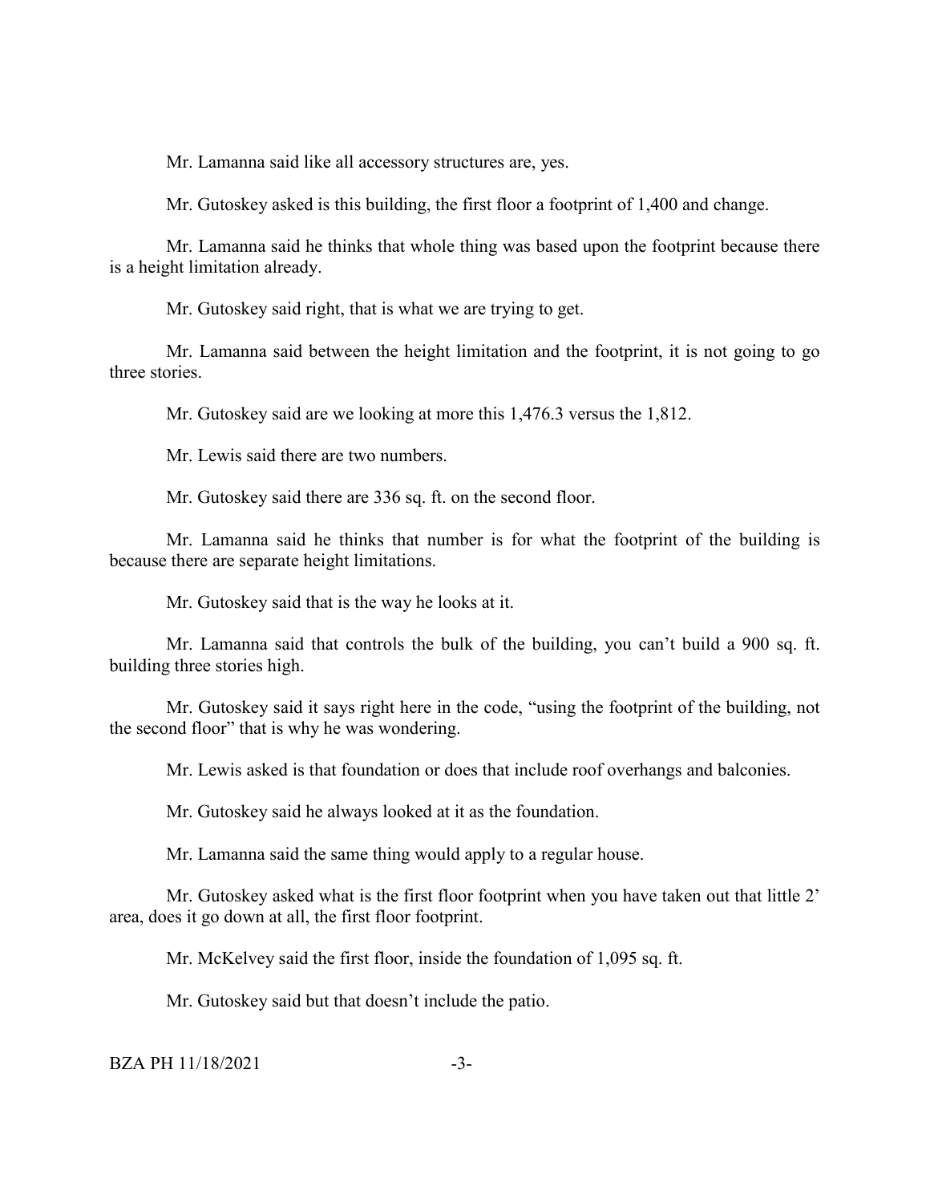Mr. Lamanna said like all accessory structures are, yes.

Mr. Gutoskey asked is this building, the first floor a footprint of 1,400 and change.

Mr. Lamanna said he thinks that whole thing was based upon the footprint because there is a height limitation already.

Mr. Gutoskey said right, that is what we are trying to get.

Mr. Lamanna said between the height limitation and the footprint, it is not going to go three stories.

Mr. Gutoskey said are we looking at more this 1,476.3 versus the 1,812.

Mr. Lewis said there are two numbers.

Mr. Gutoskey said there are 336 sq. ft. on the second floor.

Mr. Lamanna said he thinks that number is for what the footprint of the building is because there are separate height limitations.

Mr. Gutoskey said that is the way he looks at it.

Mr. Lamanna said that controls the bulk of the building, you can't build a 900 sq. ft. building three stories high.

Mr. Gutoskey said it says right here in the code, "using the footprint of the building, not the second floor" that is why he was wondering.

Mr. Lewis asked is that foundation or does that include roof overhangs and balconies.

Mr. Gutoskey said he always looked at it as the foundation.

Mr. Lamanna said the same thing would apply to a regular house.

Mr. Gutoskey asked what is the first floor footprint when you have taken out that little 2' area, does it go down at all, the first floor footprint.

Mr. McKelvey said the first floor, inside the foundation of 1,095 sq. ft.

Mr. Gutoskey said but that doesn't include the patio.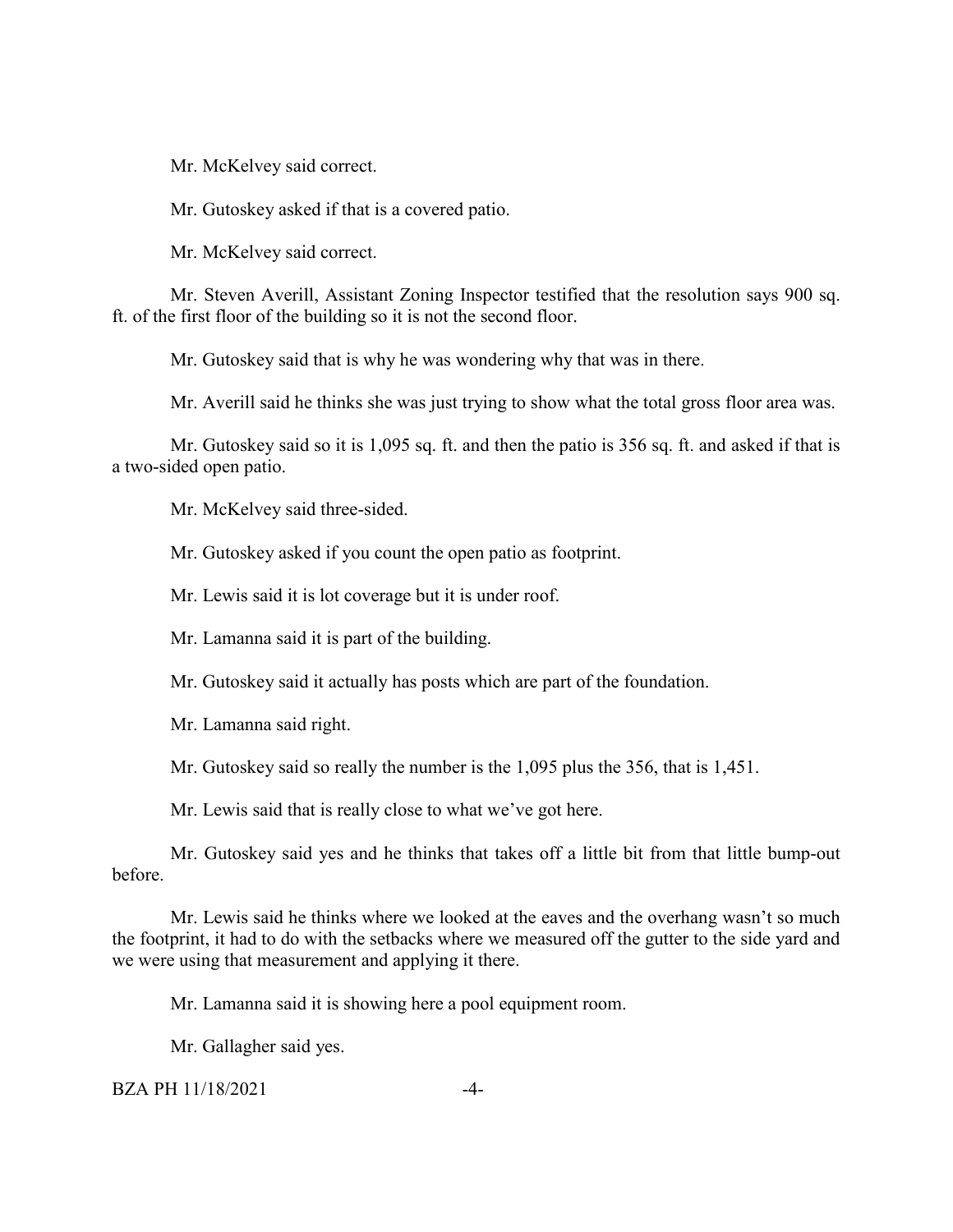Mr. McKelvey said correct.

Mr. Gutoskey asked if that is a covered patio.

Mr. McKelvey said correct.

Mr. Steven Averill, Assistant Zoning Inspector testified that the resolution says 900 sq. ft. of the first floor of the building so it is not the second floor.

Mr. Gutoskey said that is why he was wondering why that was in there.

Mr. Averill said he thinks she was just trying to show what the total gross floor area was.

Mr. Gutoskey said so it is 1,095 sq. ft. and then the patio is 356 sq. ft. and asked if that is a two-sided open patio.

Mr. McKelvey said three-sided.

Mr. Gutoskey asked if you count the open patio as footprint.

Mr. Lewis said it is lot coverage but it is under roof.

Mr. Lamanna said it is part of the building.

Mr. Gutoskey said it actually has posts which are part of the foundation.

Mr. Lamanna said right.

Mr. Gutoskey said so really the number is the 1,095 plus the 356, that is 1,451.

Mr. Lewis said that is really close to what we've got here.

Mr. Gutoskey said yes and he thinks that takes off a little bit from that little bump-out before.

Mr. Lewis said he thinks where we looked at the eaves and the overhang wasn't so much the footprint, it had to do with the setbacks where we measured off the gutter to the side yard and we were using that measurement and applying it there.

Mr. Lamanna said it is showing here a pool equipment room.

Mr. Gallagher said yes.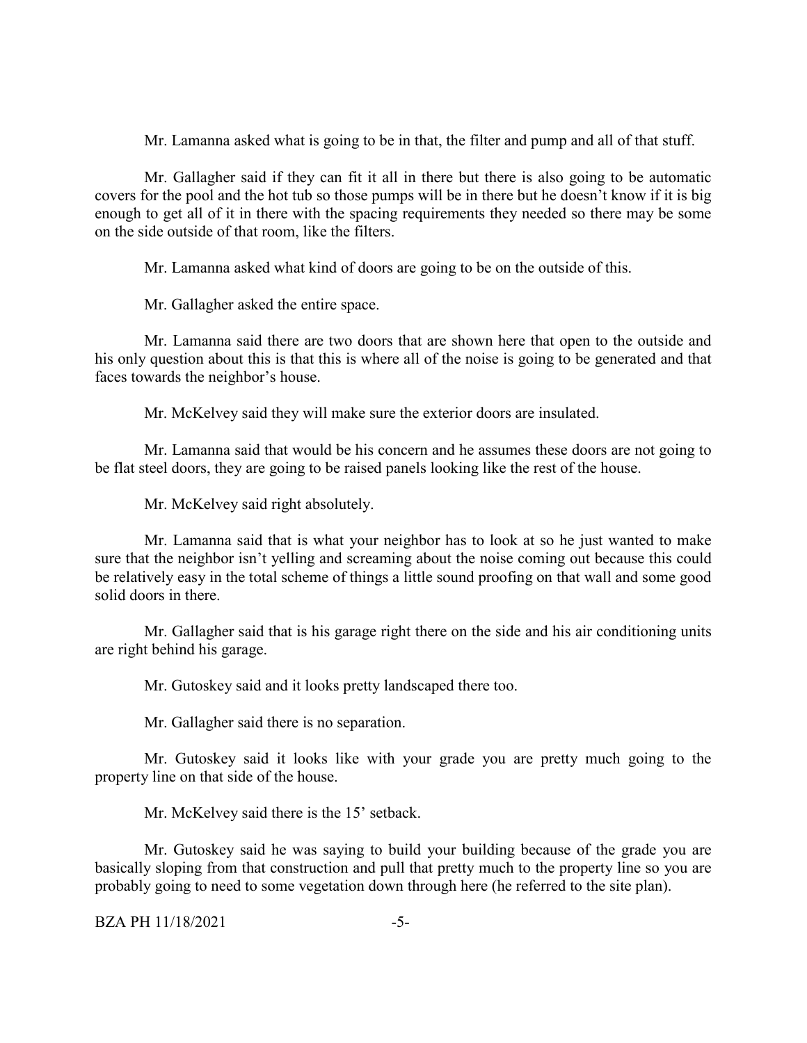Mr. Lamanna asked what is going to be in that, the filter and pump and all of that stuff.

Mr. Gallagher said if they can fit it all in there but there is also going to be automatic covers for the pool and the hot tub so those pumps will be in there but he doesn't know if it is big enough to get all of it in there with the spacing requirements they needed so there may be some on the side outside of that room, like the filters.

Mr. Lamanna asked what kind of doors are going to be on the outside of this.

Mr. Gallagher asked the entire space.

Mr. Lamanna said there are two doors that are shown here that open to the outside and his only question about this is that this is where all of the noise is going to be generated and that faces towards the neighbor's house.

Mr. McKelvey said they will make sure the exterior doors are insulated.

Mr. Lamanna said that would be his concern and he assumes these doors are not going to be flat steel doors, they are going to be raised panels looking like the rest of the house.

Mr. McKelvey said right absolutely.

Mr. Lamanna said that is what your neighbor has to look at so he just wanted to make sure that the neighbor isn't yelling and screaming about the noise coming out because this could be relatively easy in the total scheme of things a little sound proofing on that wall and some good solid doors in there.

Mr. Gallagher said that is his garage right there on the side and his air conditioning units are right behind his garage.

Mr. Gutoskey said and it looks pretty landscaped there too.

Mr. Gallagher said there is no separation.

Mr. Gutoskey said it looks like with your grade you are pretty much going to the property line on that side of the house.

Mr. McKelvey said there is the 15' setback.

Mr. Gutoskey said he was saying to build your building because of the grade you are basically sloping from that construction and pull that pretty much to the property line so you are probably going to need to some vegetation down through here (he referred to the site plan).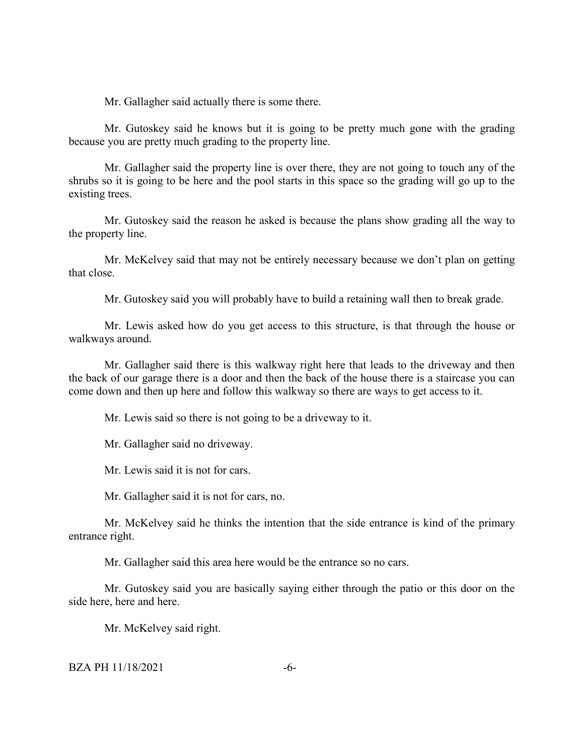Mr. Gallagher said actually there is some there.

Mr. Gutoskey said he knows but it is going to be pretty much gone with the grading because you are pretty much grading to the property line.

Mr. Gallagher said the property line is over there, they are not going to touch any of the shrubs so it is going to be here and the pool starts in this space so the grading will go up to the existing trees.

Mr. Gutoskey said the reason he asked is because the plans show grading all the way to the property line.

Mr. McKelvey said that may not be entirely necessary because we don't plan on getting that close.

Mr. Gutoskey said you will probably have to build a retaining wall then to break grade.

Mr. Lewis asked how do you get access to this structure, is that through the house or walkways around.

Mr. Gallagher said there is this walkway right here that leads to the driveway and then the back of our garage there is a door and then the back of the house there is a staircase you can come down and then up here and follow this walkway so there are ways to get access to it.

Mr. Lewis said so there is not going to be a driveway to it.

Mr. Gallagher said no driveway.

Mr. Lewis said it is not for cars.

Mr. Gallagher said it is not for cars, no.

Mr. McKelvey said he thinks the intention that the side entrance is kind of the primary entrance right.

Mr. Gallagher said this area here would be the entrance so no cars.

Mr. Gutoskey said you are basically saying either through the patio or this door on the side here, here and here.

Mr. McKelvey said right.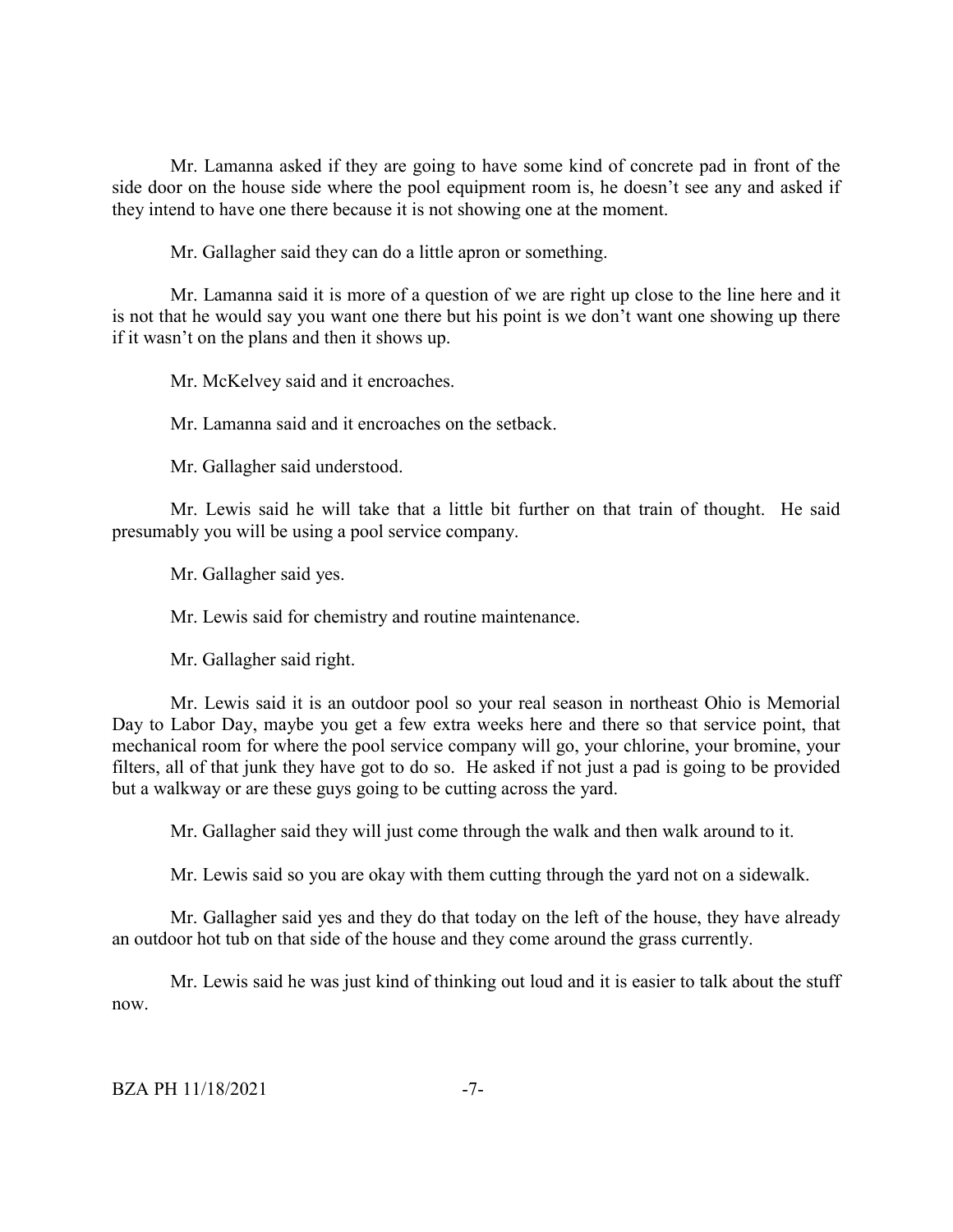Mr. Lamanna asked if they are going to have some kind of concrete pad in front of the side door on the house side where the pool equipment room is, he doesn't see any and asked if they intend to have one there because it is not showing one at the moment.

Mr. Gallagher said they can do a little apron or something.

Mr. Lamanna said it is more of a question of we are right up close to the line here and it is not that he would say you want one there but his point is we don't want one showing up there if it wasn't on the plans and then it shows up.

Mr. McKelvey said and it encroaches.

Mr. Lamanna said and it encroaches on the setback.

Mr. Gallagher said understood.

Mr. Lewis said he will take that a little bit further on that train of thought. He said presumably you will be using a pool service company.

Mr. Gallagher said yes.

Mr. Lewis said for chemistry and routine maintenance.

Mr. Gallagher said right.

Mr. Lewis said it is an outdoor pool so your real season in northeast Ohio is Memorial Day to Labor Day, maybe you get a few extra weeks here and there so that service point, that mechanical room for where the pool service company will go, your chlorine, your bromine, your filters, all of that junk they have got to do so. He asked if not just a pad is going to be provided but a walkway or are these guys going to be cutting across the yard.

Mr. Gallagher said they will just come through the walk and then walk around to it.

Mr. Lewis said so you are okay with them cutting through the yard not on a sidewalk.

Mr. Gallagher said yes and they do that today on the left of the house, they have already an outdoor hot tub on that side of the house and they come around the grass currently.

Mr. Lewis said he was just kind of thinking out loud and it is easier to talk about the stuff now.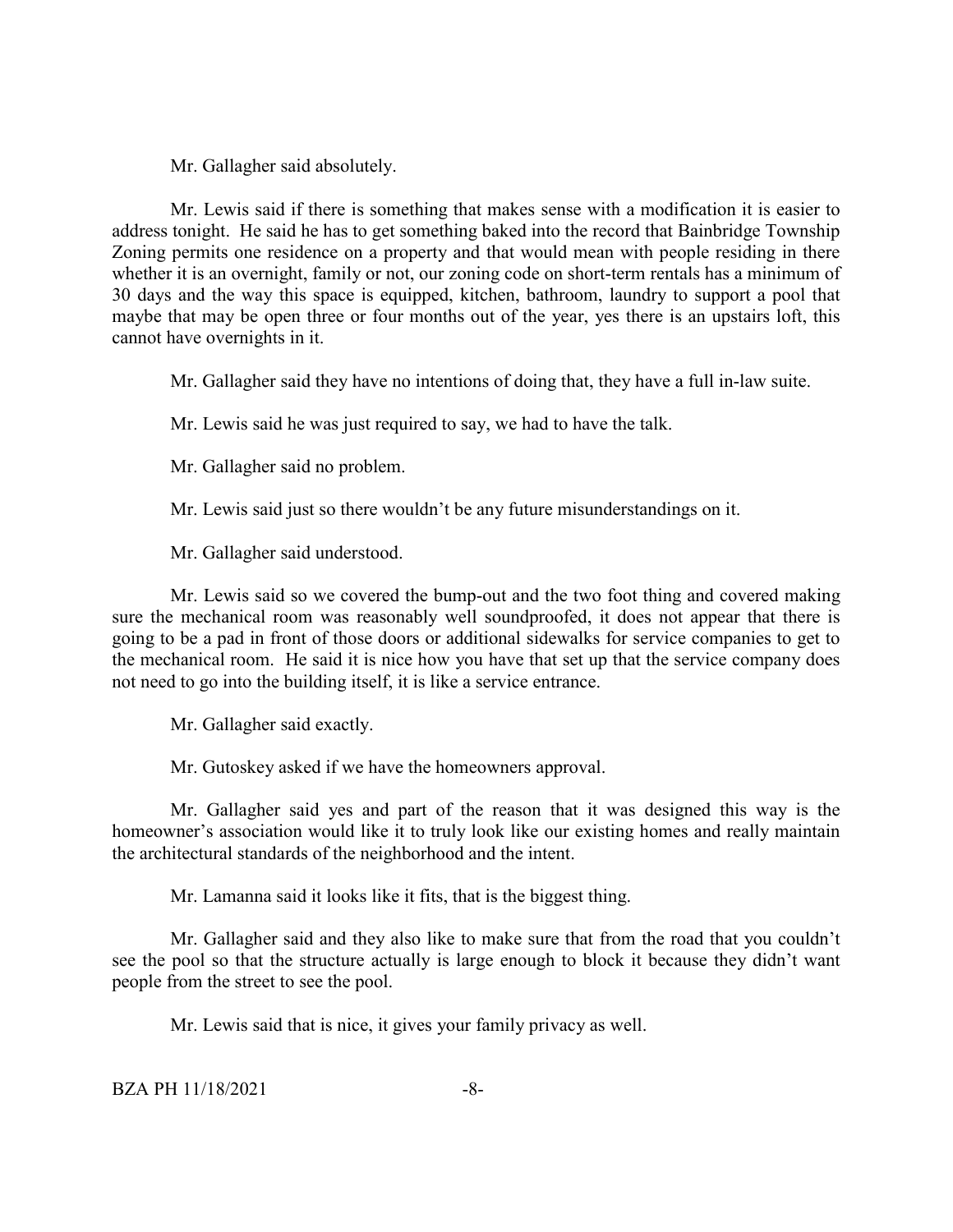Mr. Gallagher said absolutely.

Mr. Lewis said if there is something that makes sense with a modification it is easier to address tonight. He said he has to get something baked into the record that Bainbridge Township Zoning permits one residence on a property and that would mean with people residing in there whether it is an overnight, family or not, our zoning code on short-term rentals has a minimum of 30 days and the way this space is equipped, kitchen, bathroom, laundry to support a pool that maybe that may be open three or four months out of the year, yes there is an upstairs loft, this cannot have overnights in it.

Mr. Gallagher said they have no intentions of doing that, they have a full in-law suite.

Mr. Lewis said he was just required to say, we had to have the talk.

Mr. Gallagher said no problem.

Mr. Lewis said just so there wouldn't be any future misunderstandings on it.

Mr. Gallagher said understood.

Mr. Lewis said so we covered the bump-out and the two foot thing and covered making sure the mechanical room was reasonably well soundproofed, it does not appear that there is going to be a pad in front of those doors or additional sidewalks for service companies to get to the mechanical room. He said it is nice how you have that set up that the service company does not need to go into the building itself, it is like a service entrance.

Mr. Gallagher said exactly.

Mr. Gutoskey asked if we have the homeowners approval.

Mr. Gallagher said yes and part of the reason that it was designed this way is the homeowner's association would like it to truly look like our existing homes and really maintain the architectural standards of the neighborhood and the intent.

Mr. Lamanna said it looks like it fits, that is the biggest thing.

Mr. Gallagher said and they also like to make sure that from the road that you couldn't see the pool so that the structure actually is large enough to block it because they didn't want people from the street to see the pool.

Mr. Lewis said that is nice, it gives your family privacy as well.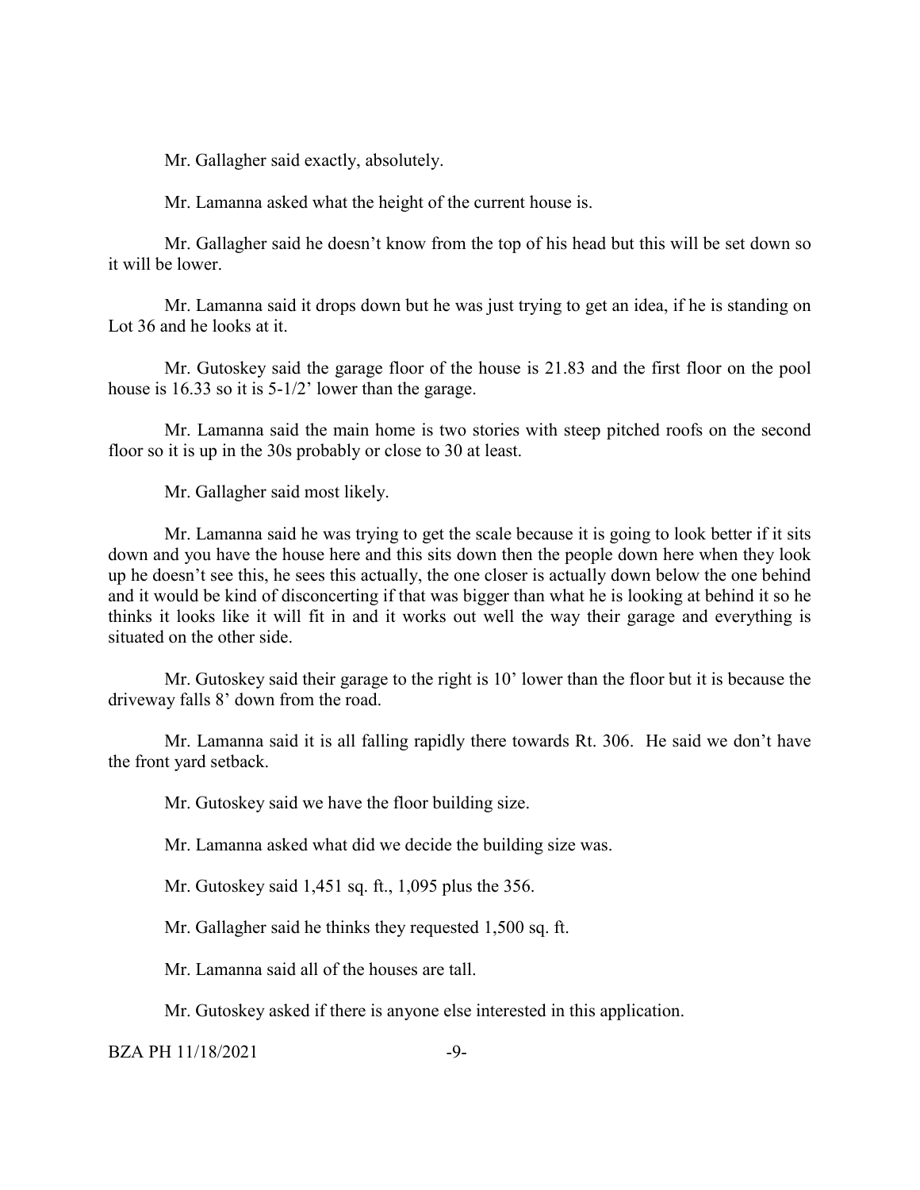Mr. Gallagher said exactly, absolutely.

Mr. Lamanna asked what the height of the current house is.

Mr. Gallagher said he doesn't know from the top of his head but this will be set down so it will be lower.

Mr. Lamanna said it drops down but he was just trying to get an idea, if he is standing on Lot 36 and he looks at it.

Mr. Gutoskey said the garage floor of the house is 21.83 and the first floor on the pool house is 16.33 so it is 5-1/2' lower than the garage.

Mr. Lamanna said the main home is two stories with steep pitched roofs on the second floor so it is up in the 30s probably or close to 30 at least.

Mr. Gallagher said most likely.

Mr. Lamanna said he was trying to get the scale because it is going to look better if it sits down and you have the house here and this sits down then the people down here when they look up he doesn't see this, he sees this actually, the one closer is actually down below the one behind and it would be kind of disconcerting if that was bigger than what he is looking at behind it so he thinks it looks like it will fit in and it works out well the way their garage and everything is situated on the other side.

Mr. Gutoskey said their garage to the right is 10' lower than the floor but it is because the driveway falls 8' down from the road.

Mr. Lamanna said it is all falling rapidly there towards Rt. 306. He said we don't have the front yard setback.

Mr. Gutoskey said we have the floor building size.

Mr. Lamanna asked what did we decide the building size was.

Mr. Gutoskey said 1,451 sq. ft., 1,095 plus the 356.

Mr. Gallagher said he thinks they requested 1,500 sq. ft.

Mr. Lamanna said all of the houses are tall.

Mr. Gutoskey asked if there is anyone else interested in this application.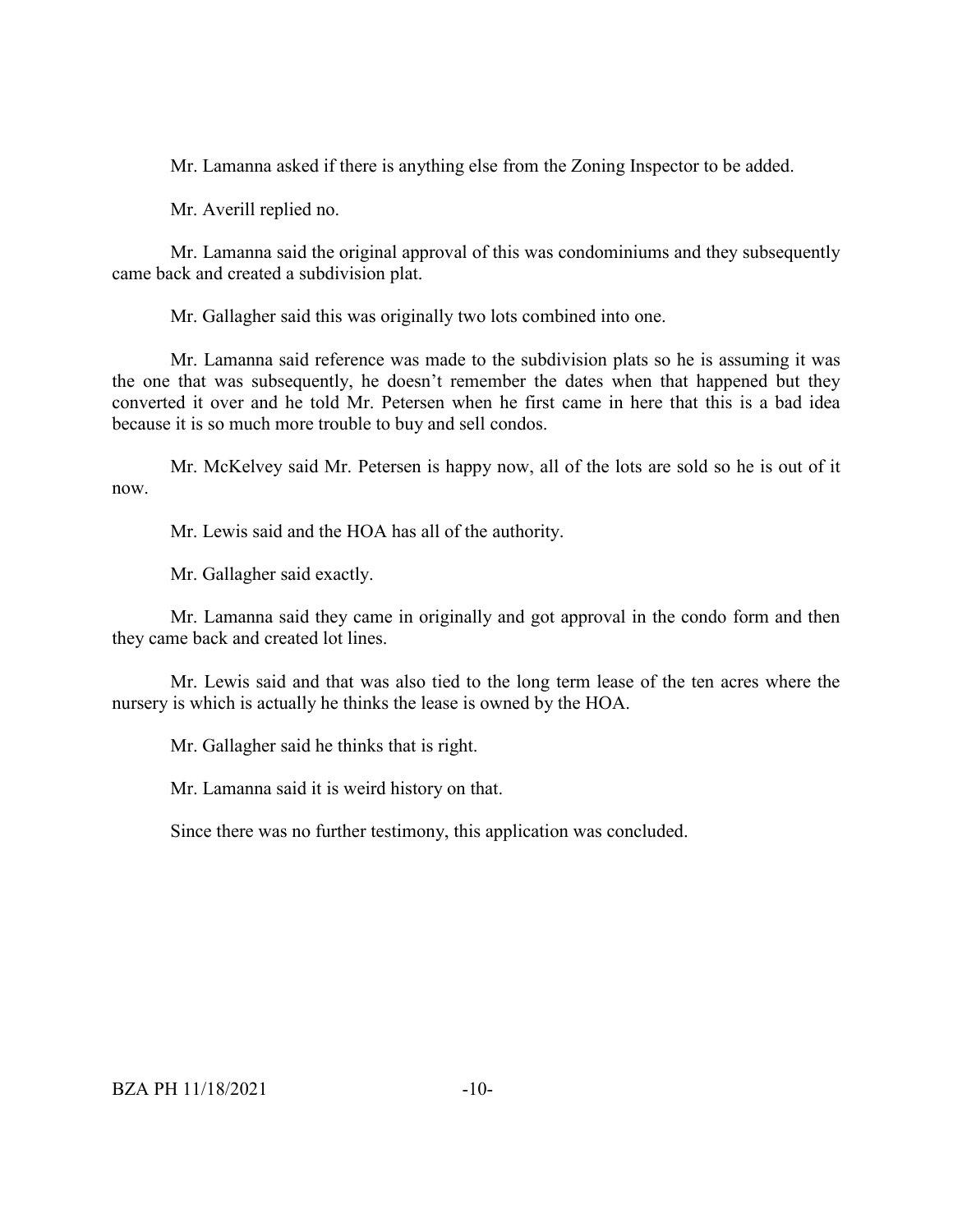Mr. Lamanna asked if there is anything else from the Zoning Inspector to be added.

Mr. Averill replied no.

Mr. Lamanna said the original approval of this was condominiums and they subsequently came back and created a subdivision plat.

Mr. Gallagher said this was originally two lots combined into one.

Mr. Lamanna said reference was made to the subdivision plats so he is assuming it was the one that was subsequently, he doesn't remember the dates when that happened but they converted it over and he told Mr. Petersen when he first came in here that this is a bad idea because it is so much more trouble to buy and sell condos.

Mr. McKelvey said Mr. Petersen is happy now, all of the lots are sold so he is out of it now.

Mr. Lewis said and the HOA has all of the authority.

Mr. Gallagher said exactly.

Mr. Lamanna said they came in originally and got approval in the condo form and then they came back and created lot lines.

Mr. Lewis said and that was also tied to the long term lease of the ten acres where the nursery is which is actually he thinks the lease is owned by the HOA.

Mr. Gallagher said he thinks that is right.

Mr. Lamanna said it is weird history on that.

Since there was no further testimony, this application was concluded.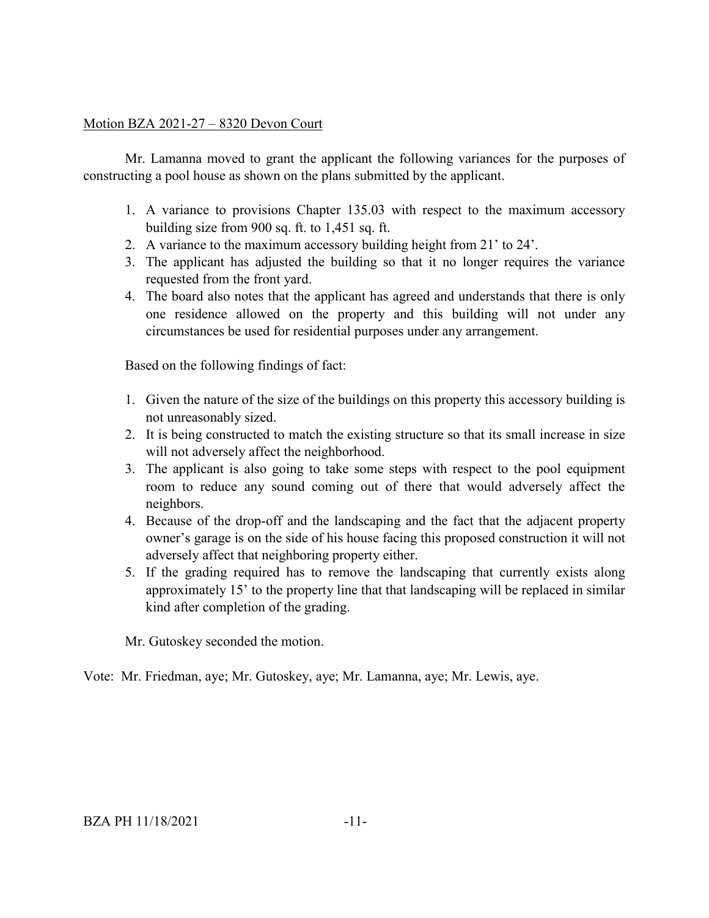Motion BZA 2021-27 – 8320 Devon Court

Mr. Lamanna moved to grant the applicant the following variances for the purposes of constructing a pool house as shown on the plans submitted by the applicant.

1. A variance to provisions Chapter 135.03 with respect to the maximum accessory building size from 900 sq. ft. to 1,451 sq. ft.
2. A variance to the maximum accessory building height from 21' to 24'.
3. The applicant has adjusted the building so that it no longer requires the variance requested from the front yard.
4. The board also notes that the applicant has agreed and understands that there is only one residence allowed on the property and this building will not under any circumstances be used for residential purposes under any arrangement.

Based on the following findings of fact:

1. Given the nature of the size of the buildings on this property this accessory building is not unreasonably sized.
2. It is being constructed to match the existing structure so that its small increase in size will not adversely affect the neighborhood.
3. The applicant is also going to take some steps with respect to the pool equipment room to reduce any sound coming out of there that would adversely affect the neighbors.
4. Because of the drop-off and the landscaping and the fact that the adjacent property owner's garage is on the side of his house facing this proposed construction it will not adversely affect that neighboring property either.
5. If the grading required has to remove the landscaping that currently exists along approximately 15' to the property line that that landscaping will be replaced in similar kind after completion of the grading.

Mr. Gutoskey seconded the motion.

Vote: Mr. Friedman, aye; Mr. Gutoskey, aye; Mr. Lamanna, aye; Mr. Lewis, aye.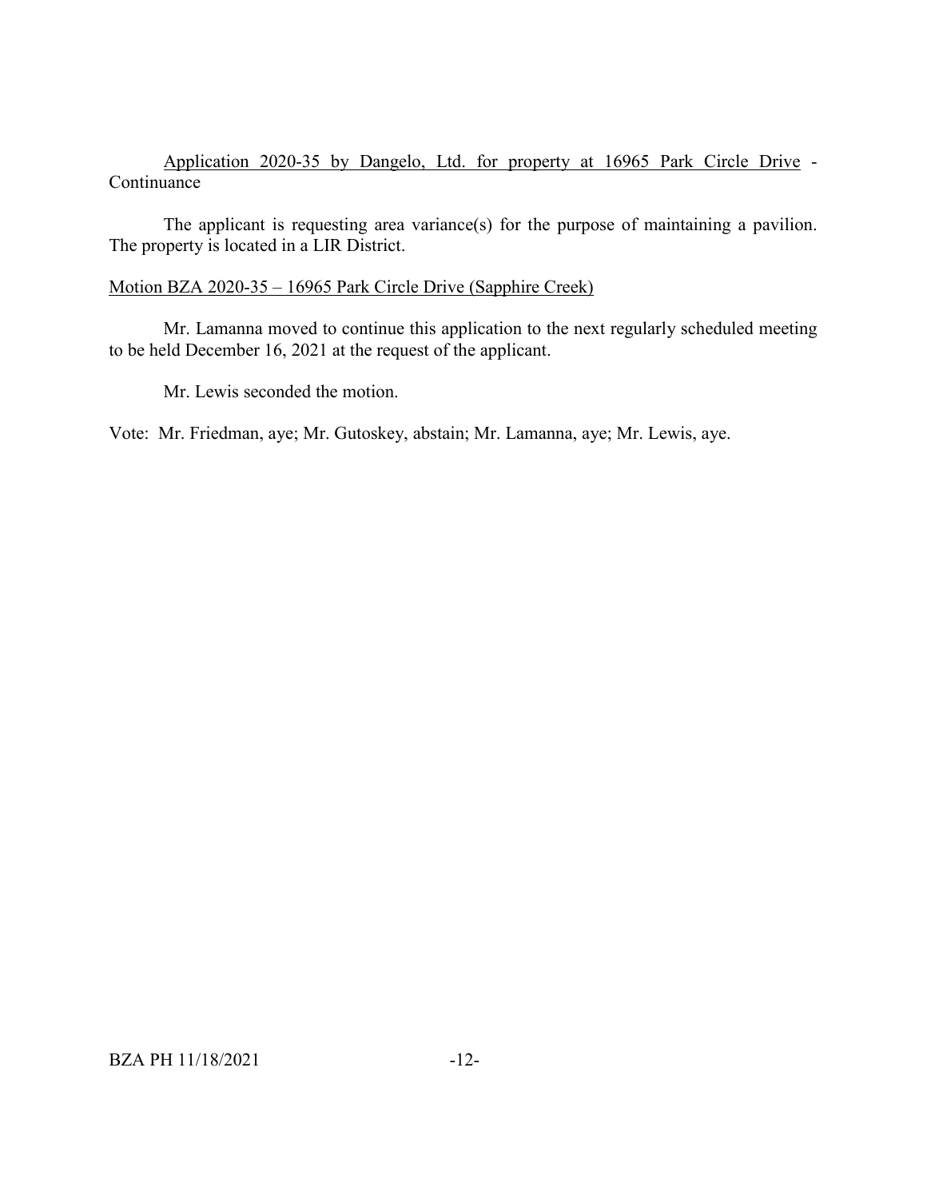Application 2020-35 by Dangelo, Ltd. for property at 16965 Park Circle Drive - Continuance

The applicant is requesting area variance(s) for the purpose of maintaining a pavilion. The property is located in a LIR District.

Motion BZA 2020-35 – 16965 Park Circle Drive (Sapphire Creek)

Mr. Lamanna moved to continue this application to the next regularly scheduled meeting to be held December 16, 2021 at the request of the applicant.

Mr. Lewis seconded the motion.

Vote: Mr. Friedman, aye; Mr. Gutoskey, abstain; Mr. Lamanna, aye; Mr. Lewis, aye.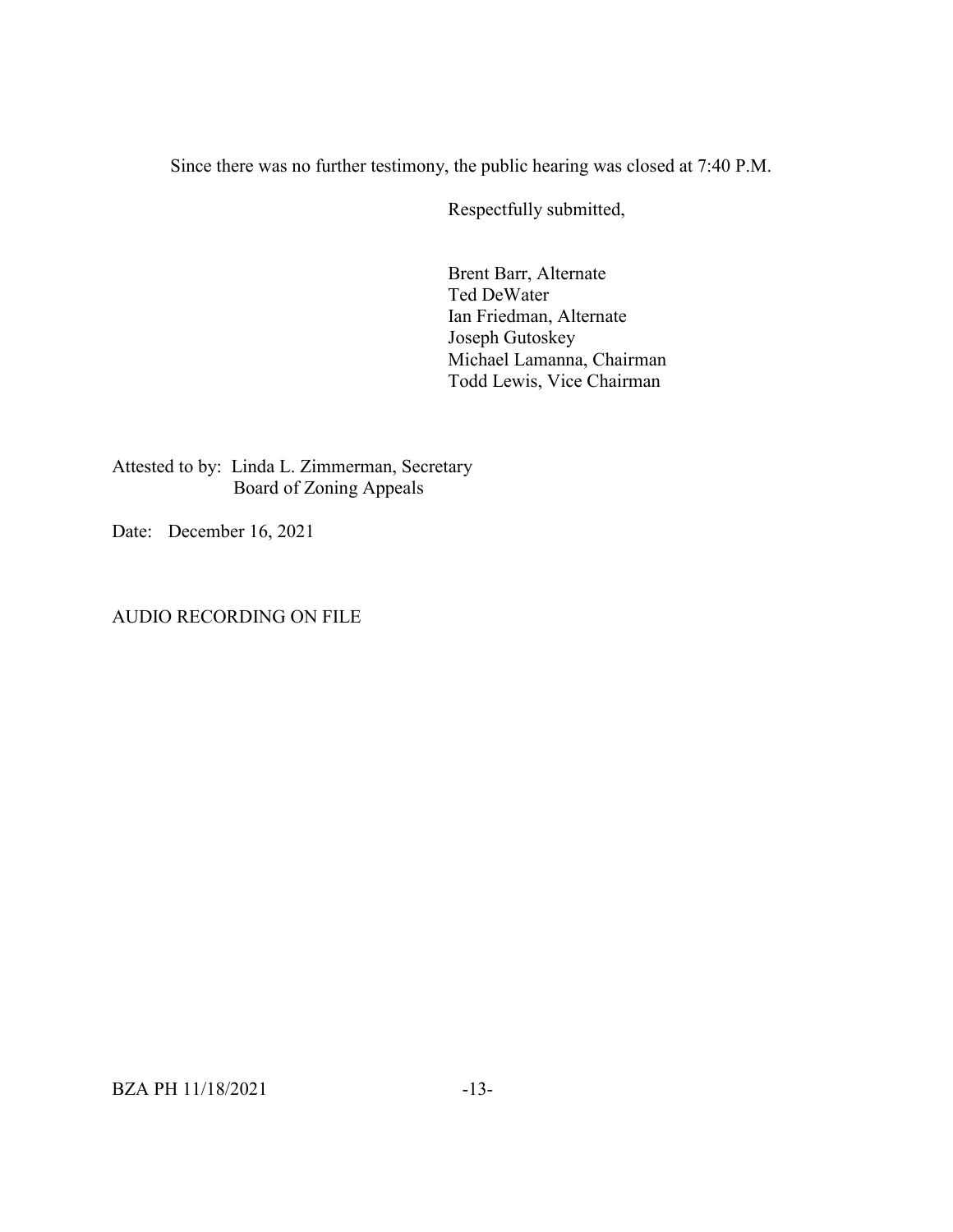Since there was no further testimony, the public hearing was closed at 7:40 P.M.

Respectfully submitted,

Brent Barr, Alternate
Ted DeWater
Ian Friedman, Alternate
Joseph Gutoskey
Michael Lamanna, Chairman
Todd Lewis, Vice Chairman

Attested to by: Linda L. Zimmerman, Secretary
Board of Zoning Appeals

Date: December 16, 2021

AUDIO RECORDING ON FILE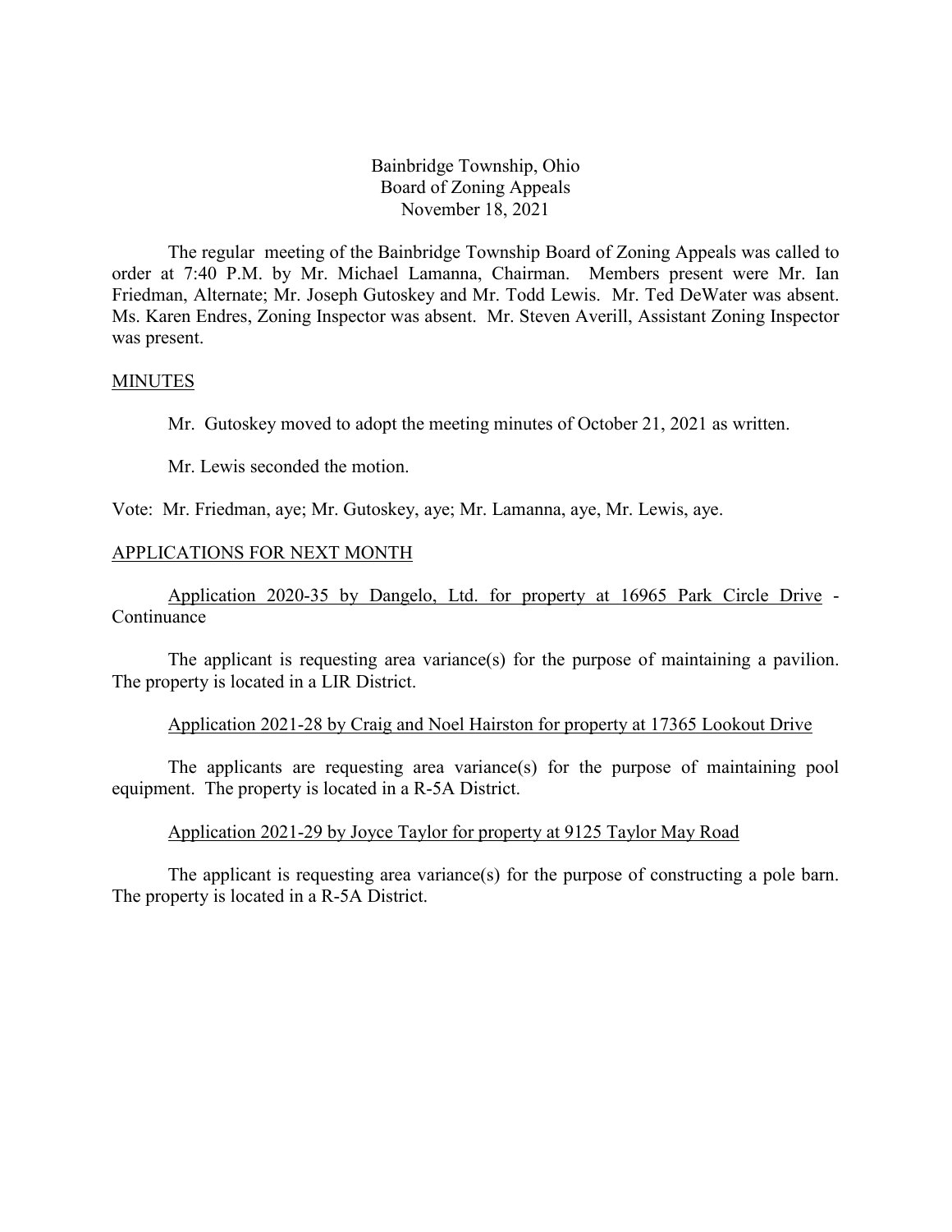Bainbridge Township, Ohio
Board of Zoning Appeals
November 18, 2021

The regular meeting of the Bainbridge Township Board of Zoning Appeals was called to order at 7:40 P.M. by Mr. Michael Lamanna, Chairman. Members present were Mr. Ian Friedman, Alternate; Mr. Joseph Gutoskey and Mr. Todd Lewis. Mr. Ted DeWater was absent. Ms. Karen Endres, Zoning Inspector was absent. Mr. Steven Averill, Assistant Zoning Inspector was present.

## MINUTES

Mr. Gutoskey moved to adopt the meeting minutes of October 21, 2021 as written.

Mr. Lewis seconded the motion.

Vote: Mr. Friedman, aye; Mr. Gutoskey, aye; Mr. Lamanna, aye, Mr. Lewis, aye.

## APPLICATIONS FOR NEXT MONTH

Application 2020-35 by Dangelo, Ltd. for property at 16965 Park Circle Drive - Continuance

The applicant is requesting area variance(s) for the purpose of maintaining a pavilion. The property is located in a LIR District.

Application 2021-28 by Craig and Noel Hairston for property at 17365 Lookout Drive

The applicants are requesting area variance(s) for the purpose of maintaining pool equipment. The property is located in a R-5A District.

Application 2021-29 by Joyce Taylor for property at 9125 Taylor May Road

The applicant is requesting area variance(s) for the purpose of constructing a pole barn. The property is located in a R-5A District.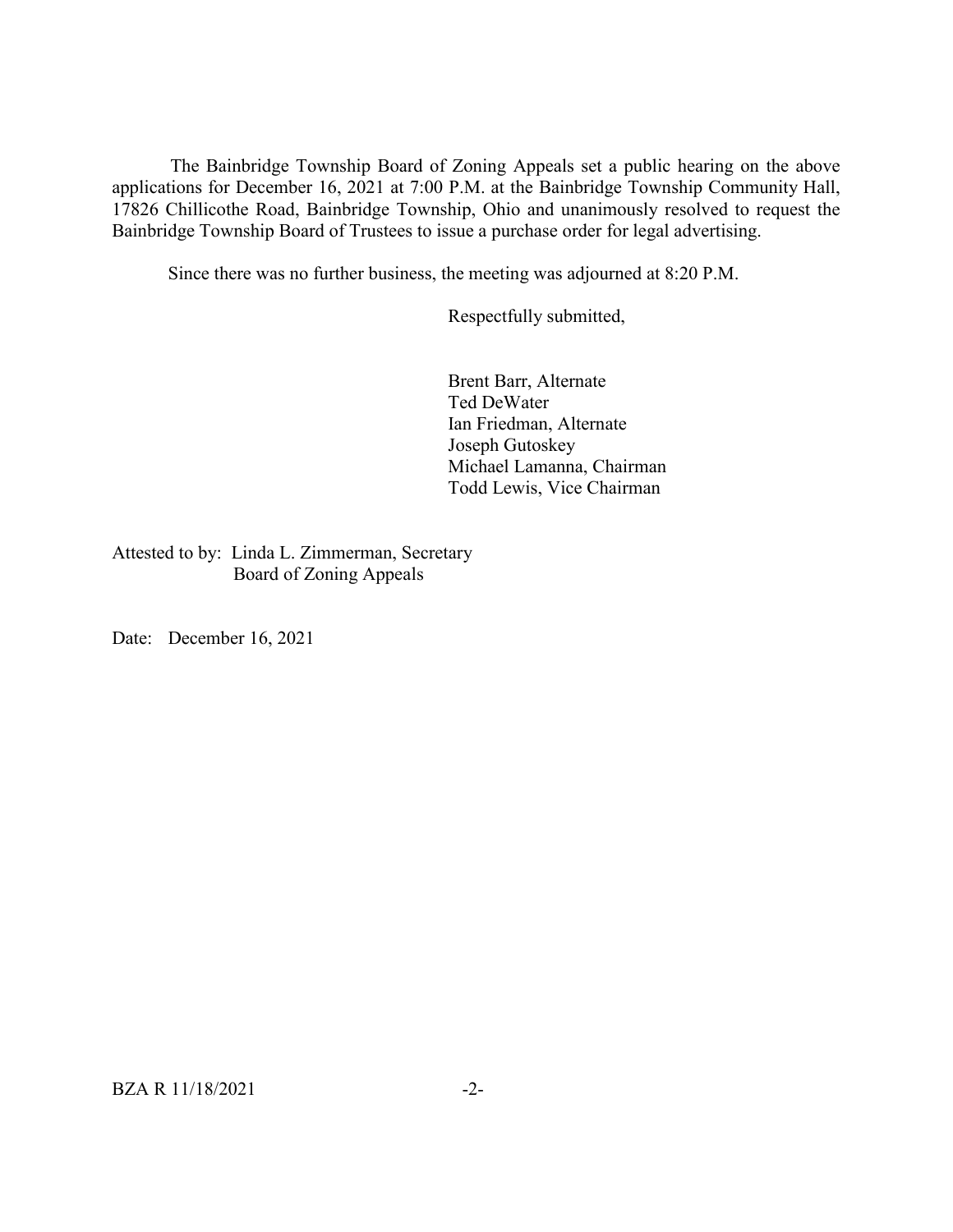The Bainbridge Township Board of Zoning Appeals set a public hearing on the above applications for December 16, 2021 at 7:00 P.M. at the Bainbridge Township Community Hall, 17826 Chillicothe Road, Bainbridge Township, Ohio and unanimously resolved to request the Bainbridge Township Board of Trustees to issue a purchase order for legal advertising.

Since there was no further business, the meeting was adjourned at 8:20 P.M.

Respectfully submitted,

Brent Barr, Alternate
Ted DeWater
Ian Friedman, Alternate
Joseph Gutoskey
Michael Lamanna, Chairman
Todd Lewis, Vice Chairman

Attested to by: Linda L. Zimmerman, Secretary
Board of Zoning Appeals

Date: December 16, 2021